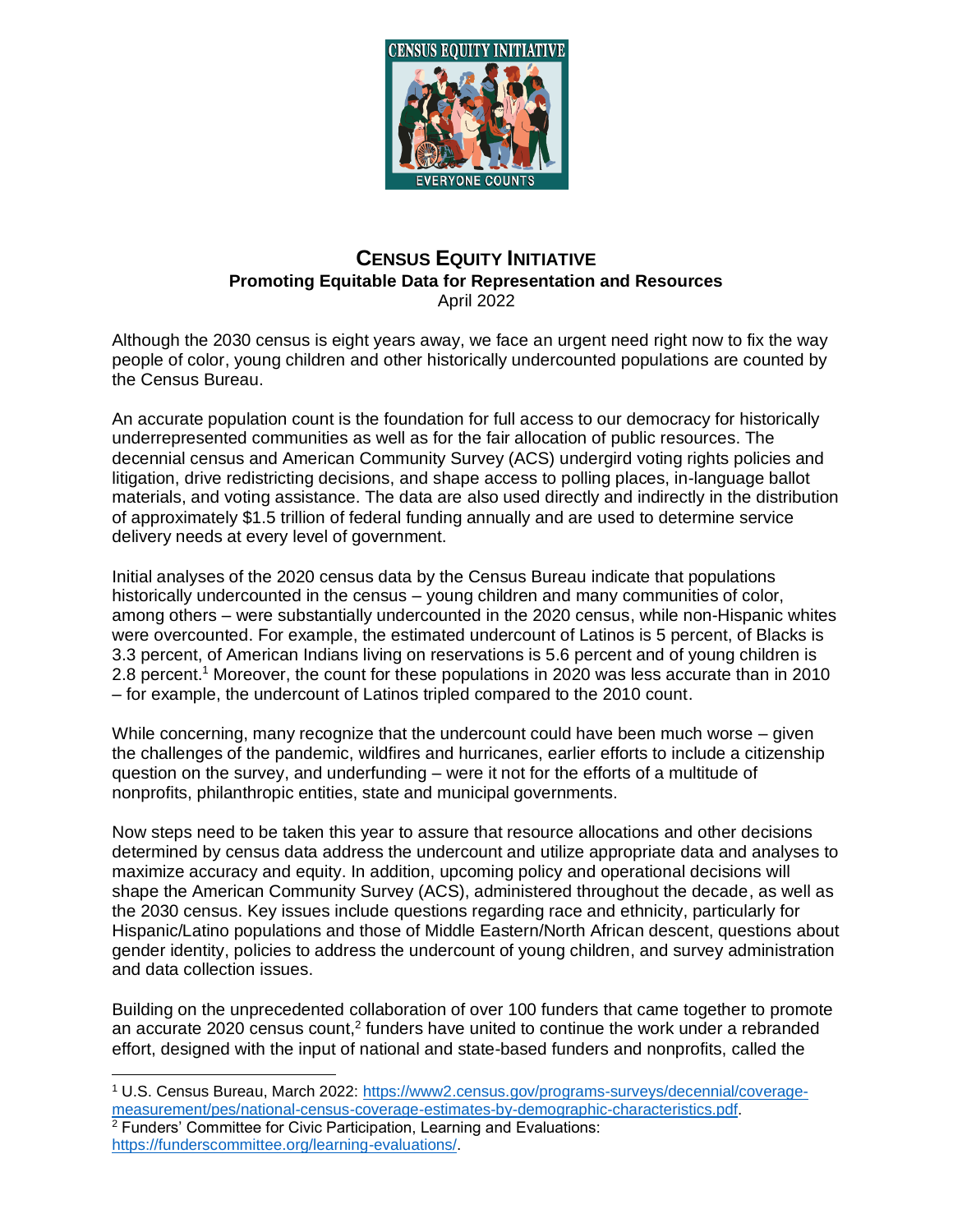# CENSUS EQUITY INITIATIVE

**Promoting Equitable Data for Representation and Resources**

April 2022

Although the 2030 census is eight years away, we face an urgent need right now to fix the way people of color, young children and other historically undercounted populations are counted by the Census Bureau.

An accurate population count is the foundation for full access to our democracy for historically underrepresented communities as well as for the fair allocation of public resources. The decennial census and American Community Survey (ACS) undergird voting rights policies and litigation, drive redistricting decisions, and shape access to polling places, in-language ballot materials, and voting assistance. The data are also used directly and indirectly in the distribution of approximately $1.5 trillion of federal funding annually and are used to determine service delivery needs at every level of government.

Initial analyses of the 2020 census data by the Census Bureau indicate that populations historically undercounted in the census – young children and many communities of color, among others – were substantially undercounted in the 2020 census, while non-Hispanic whites were overcounted. For example, the estimated undercount of Latinos is 5 percent, of Blacks is 3.3 percent, of American Indians living on reservations is 5.6 percent and of young children is 2.8 percent.[1] Moreover, the count for these populations in 2020 was less accurate than in 2010 – for example, the undercount of Latinos tripled compared to the 2010 count.

While concerning, many recognize that the undercount could have been much worse – given the challenges of the pandemic, wildfires and hurricanes, earlier efforts to include a citizenship question on the survey, and underfunding – were it not for the efforts of a multitude of nonprofits, philanthropic entities, state and municipal governments.

Now steps need to be taken this year to assure that resource allocations and other decisions determined by census data address the undercount and utilize appropriate data and analyses to maximize accuracy and equity. In addition, upcoming policy and operational decisions will shape the American Community Survey (ACS), administered throughout the decade, as well as the 2030 census. Key issues include questions regarding race and ethnicity, particularly for Hispanic/Latino populations and those of Middle Eastern/North African descent, questions about gender identity, policies to address the undercount of young children, and survey administration and data collection issues.

Building on the unprecedented collaboration of over 100 funders that came together to promote an accurate 2020 census count,[2] funders have united to continue the work under a rebranded effort, designed with the input of national and state-based funders and nonprofits, called the

---

[1] U.S. Census Bureau, March 2022: https://www2.census.gov/programs-surveys/decennial/coverage-measurement/pes/national-census-coverage-estimates-by-demographic-characteristics.pdf.

[2] Funders' Committee for Civic Participation, Learning and Evaluations: https://funderscommittee.org/learning-evaluations/.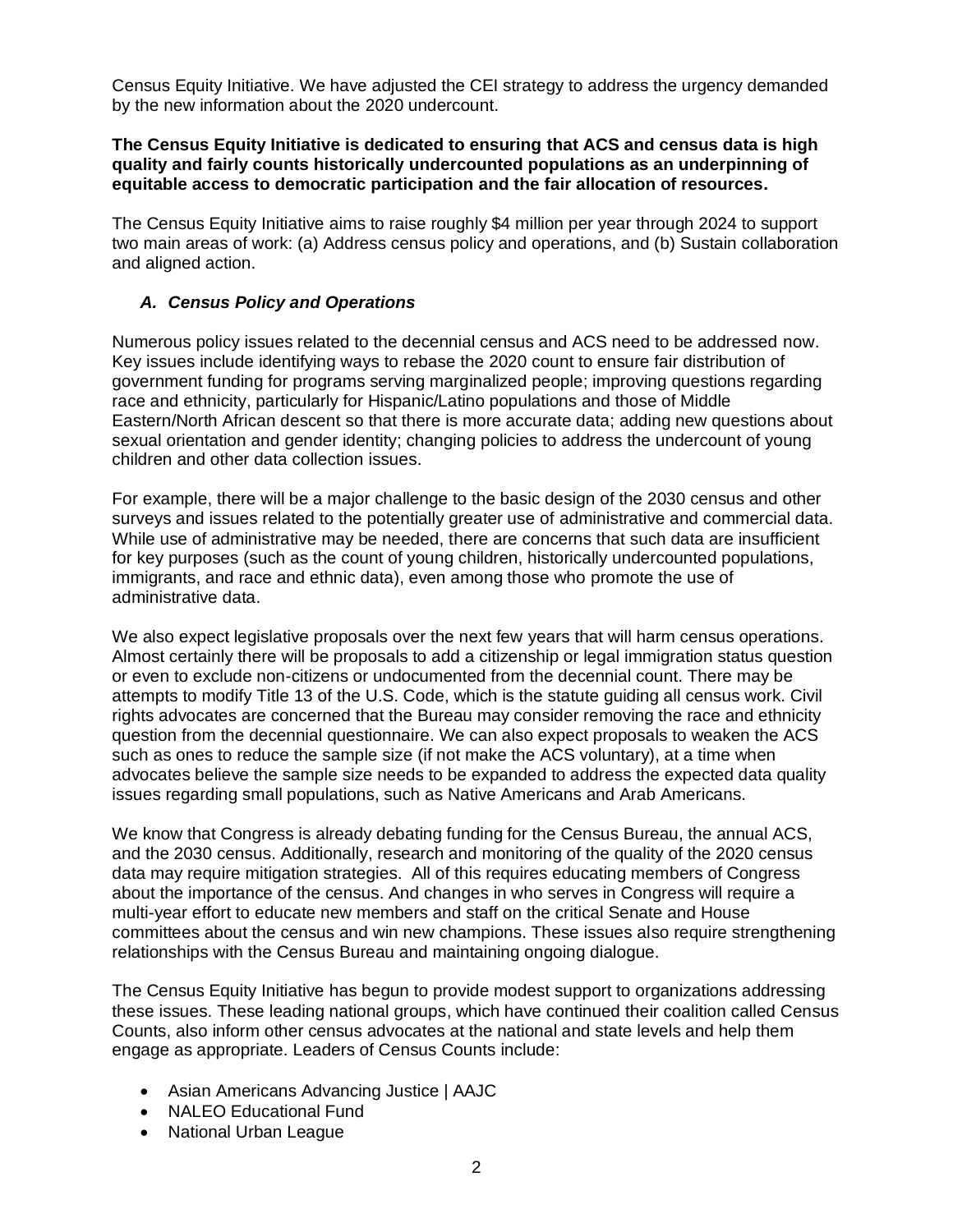Census Equity Initiative. We have adjusted the CEI strategy to address the urgency demanded by the new information about the 2020 undercount.

**The Census Equity Initiative is dedicated to ensuring that ACS and census data is high quality and fairly counts historically undercounted populations as an underpinning of equitable access to democratic participation and the fair allocation of resources.**

The Census Equity Initiative aims to raise roughly $4 million per year through 2024 to support two main areas of work: (a) Address census policy and operations, and (b) Sustain collaboration and aligned action.

### *A. Census Policy and Operations*

Numerous policy issues related to the decennial census and ACS need to be addressed now. Key issues include identifying ways to rebase the 2020 count to ensure fair distribution of government funding for programs serving marginalized people; improving questions regarding race and ethnicity, particularly for Hispanic/Latino populations and those of Middle Eastern/North African descent so that there is more accurate data; adding new questions about sexual orientation and gender identity; changing policies to address the undercount of young children and other data collection issues.

For example, there will be a major challenge to the basic design of the 2030 census and other surveys and issues related to the potentially greater use of administrative and commercial data. While use of administrative may be needed, there are concerns that such data are insufficient for key purposes (such as the count of young children, historically undercounted populations, immigrants, and race and ethnic data), even among those who promote the use of administrative data.

We also expect legislative proposals over the next few years that will harm census operations. Almost certainly there will be proposals to add a citizenship or legal immigration status question or even to exclude non-citizens or undocumented from the decennial count. There may be attempts to modify Title 13 of the U.S. Code, which is the statute guiding all census work. Civil rights advocates are concerned that the Bureau may consider removing the race and ethnicity question from the decennial questionnaire. We can also expect proposals to weaken the ACS such as ones to reduce the sample size (if not make the ACS voluntary), at a time when advocates believe the sample size needs to be expanded to address the expected data quality issues regarding small populations, such as Native Americans and Arab Americans.

We know that Congress is already debating funding for the Census Bureau, the annual ACS, and the 2030 census. Additionally, research and monitoring of the quality of the 2020 census data may require mitigation strategies. All of this requires educating members of Congress about the importance of the census. And changes in who serves in Congress will require a multi-year effort to educate new members and staff on the critical Senate and House committees about the census and win new champions. These issues also require strengthening relationships with the Census Bureau and maintaining ongoing dialogue.

The Census Equity Initiative has begun to provide modest support to organizations addressing these issues. These leading national groups, which have continued their coalition called Census Counts, also inform other census advocates at the national and state levels and help them engage as appropriate. Leaders of Census Counts include:

- Asian Americans Advancing Justice | AAJC
- NALEO Educational Fund
- National Urban League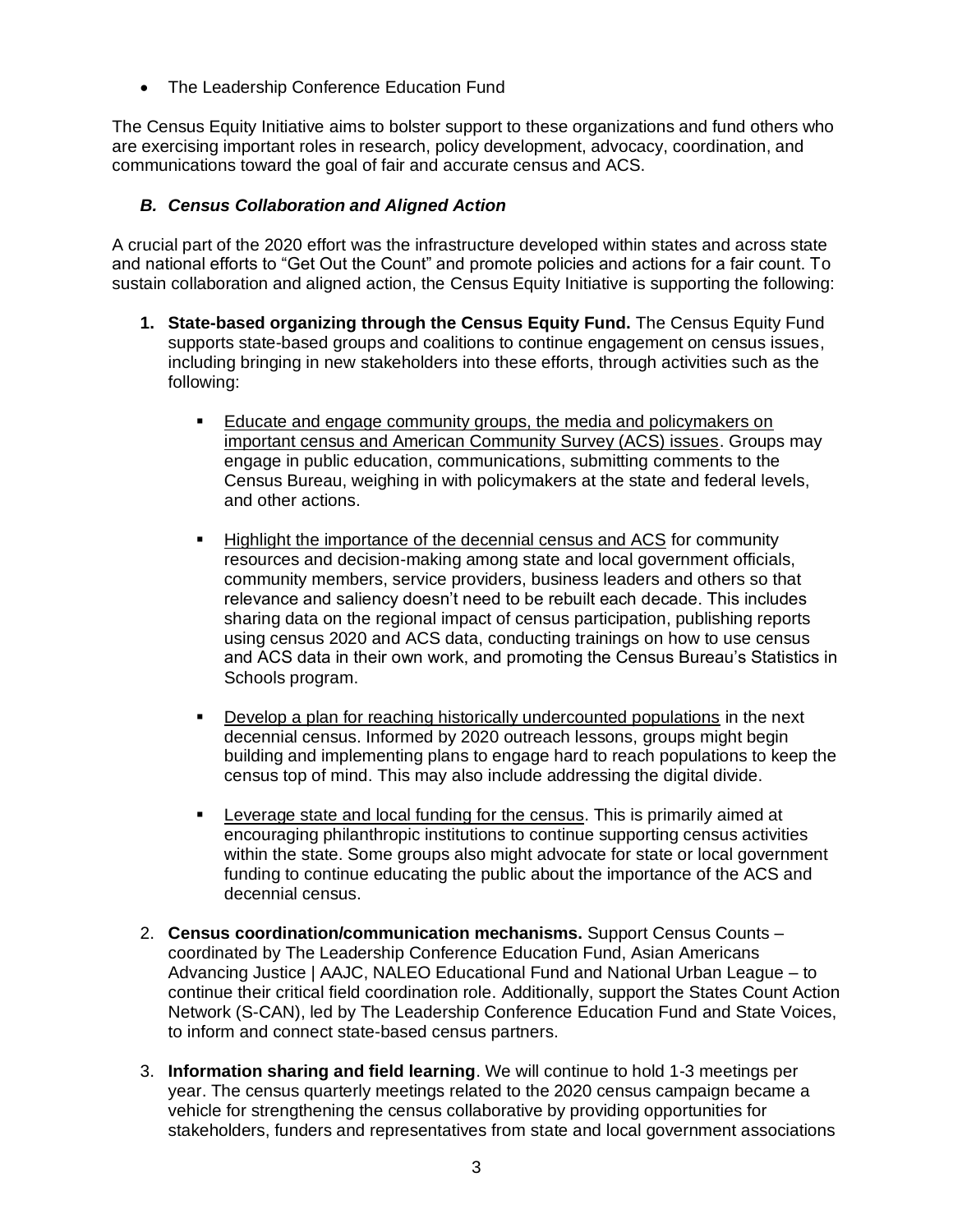- The Leadership Conference Education Fund

The Census Equity Initiative aims to bolster support to these organizations and fund others who are exercising important roles in research, policy development, advocacy, coordination, and communications toward the goal of fair and accurate census and ACS.

### *B. Census Collaboration and Aligned Action*

A crucial part of the 2020 effort was the infrastructure developed within states and across state and national efforts to "Get Out the Count" and promote policies and actions for a fair count. To sustain collaboration and aligned action, the Census Equity Initiative is supporting the following:

1. **State-based organizing through the Census Equity Fund.** The Census Equity Fund supports state-based groups and coalitions to continue engagement on census issues, including bringing in new stakeholders into these efforts, through activities such as the following:

   - <u>Educate and engage community groups, the media and policymakers on important census and American Community Survey (ACS) issues</u>. Groups may engage in public education, communications, submitting comments to the Census Bureau, weighing in with policymakers at the state and federal levels, and other actions.

   - <u>Highlight the importance of the decennial census and ACS</u> for community resources and decision-making among state and local government officials, community members, service providers, business leaders and others so that relevance and saliency doesn't need to be rebuilt each decade. This includes sharing data on the regional impact of census participation, publishing reports using census 2020 and ACS data, conducting trainings on how to use census and ACS data in their own work, and promoting the Census Bureau's Statistics in Schools program.

   - <u>Develop a plan for reaching historically undercounted populations</u> in the next decennial census. Informed by 2020 outreach lessons, groups might begin building and implementing plans to engage hard to reach populations to keep the census top of mind. This may also include addressing the digital divide.

   - <u>Leverage state and local funding for the census</u>. This is primarily aimed at encouraging philanthropic institutions to continue supporting census activities within the state. Some groups also might advocate for state or local government funding to continue educating the public about the importance of the ACS and decennial census.

2. **Census coordination/communication mechanisms.** Support Census Counts – coordinated by The Leadership Conference Education Fund, Asian Americans Advancing Justice | AAJC, NALEO Educational Fund and National Urban League – to continue their critical field coordination role. Additionally, support the States Count Action Network (S-CAN), led by The Leadership Conference Education Fund and State Voices, to inform and connect state-based census partners.

3. **Information sharing and field learning**. We will continue to hold 1-3 meetings per year. The census quarterly meetings related to the 2020 census campaign became a vehicle for strengthening the census collaborative by providing opportunities for stakeholders, funders and representatives from state and local government associations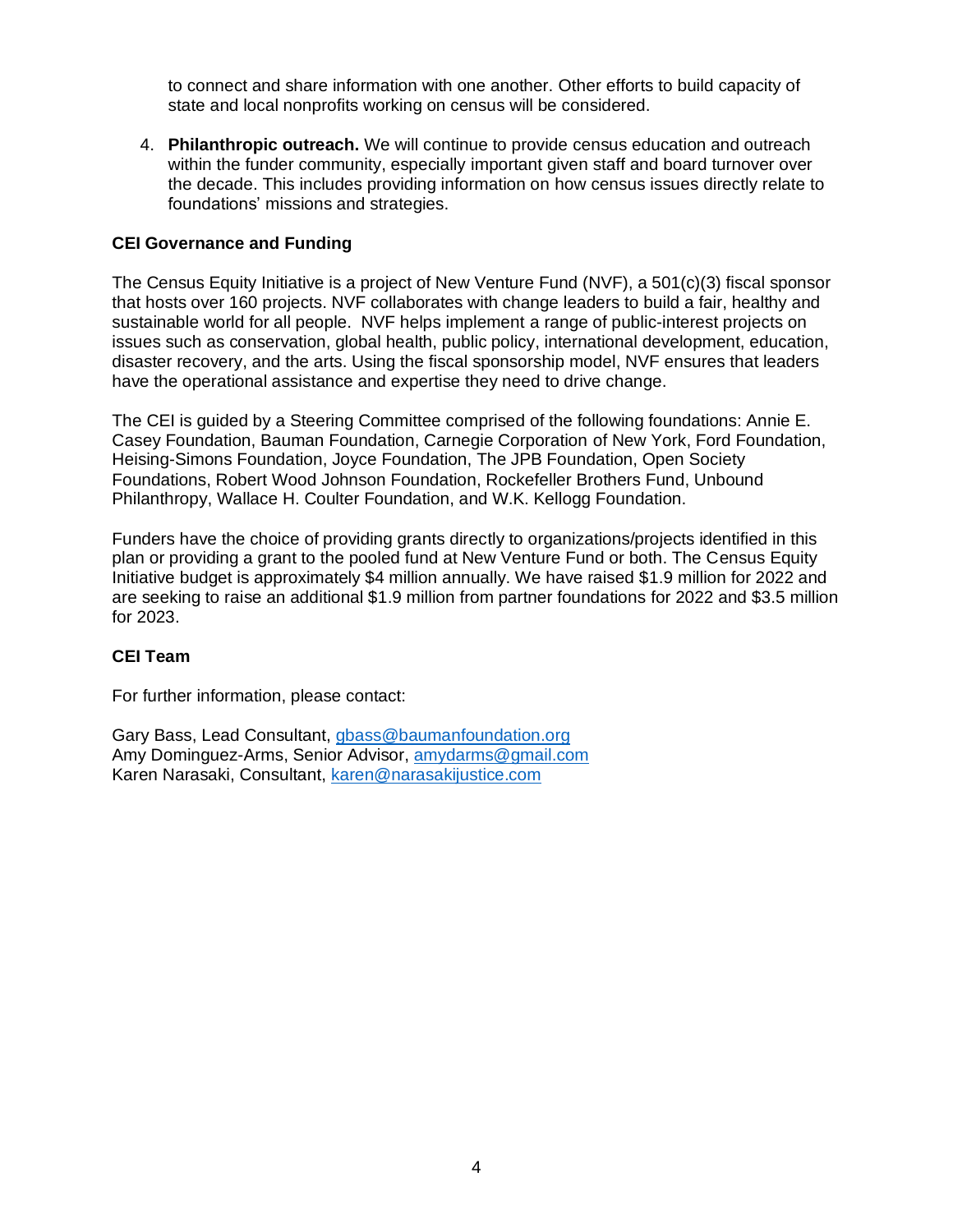to connect and share information with one another. Other efforts to build capacity of state and local nonprofits working on census will be considered.

4. **Philanthropic outreach.** We will continue to provide census education and outreach within the funder community, especially important given staff and board turnover over the decade. This includes providing information on how census issues directly relate to foundations' missions and strategies.

**CEI Governance and Funding**

The Census Equity Initiative is a project of New Venture Fund (NVF), a 501(c)(3) fiscal sponsor that hosts over 160 projects. NVF collaborates with change leaders to build a fair, healthy and sustainable world for all people. NVF helps implement a range of public-interest projects on issues such as conservation, global health, public policy, international development, education, disaster recovery, and the arts. Using the fiscal sponsorship model, NVF ensures that leaders have the operational assistance and expertise they need to drive change.

The CEI is guided by a Steering Committee comprised of the following foundations: Annie E. Casey Foundation, Bauman Foundation, Carnegie Corporation of New York, Ford Foundation, Heising-Simons Foundation, Joyce Foundation, The JPB Foundation, Open Society Foundations, Robert Wood Johnson Foundation, Rockefeller Brothers Fund, Unbound Philanthropy, Wallace H. Coulter Foundation, and W.K. Kellogg Foundation.

Funders have the choice of providing grants directly to organizations/projects identified in this plan or providing a grant to the pooled fund at New Venture Fund or both. The Census Equity Initiative budget is approximately $4 million annually. We have raised $1.9 million for 2022 and are seeking to raise an additional $1.9 million from partner foundations for 2022 and $3.5 million for 2023.

**CEI Team**

For further information, please contact:

Gary Bass, Lead Consultant, gbass@baumanfoundation.org
Amy Dominguez-Arms, Senior Advisor, amydarms@gmail.com
Karen Narasaki, Consultant, karen@narasakijustice.com